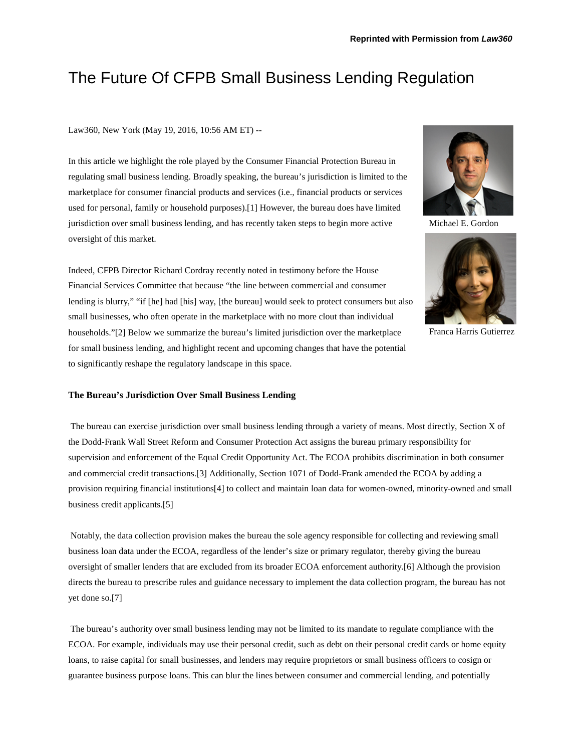Reprinted with Permission from *Law360*

# The Future Of CFPB Small Business Lending Regulation

Law360, New York (May 19, 2016, 10:56 AM ET) --

Michael E. Gordon

Franca Harris Gutierrez

In this article we highlight the role played by the Consumer Financial Protection Bureau in regulating small business lending. Broadly speaking, the bureau's jurisdiction is limited to the marketplace for consumer financial products and services (i.e., financial products or services used for personal, family or household purposes).[1] However, the bureau does have limited jurisdiction over small business lending, and has recently taken steps to begin more active oversight of this market.

Indeed, CFPB Director Richard Cordray recently noted in testimony before the House Financial Services Committee that because "the line between commercial and consumer lending is blurry," "if [he] had [his] way, [the bureau] would seek to protect consumers but also small businesses, who often operate in the marketplace with no more clout than individual households."[2] Below we summarize the bureau's limited jurisdiction over the marketplace for small business lending, and highlight recent and upcoming changes that have the potential to significantly reshape the regulatory landscape in this space.

**The Bureau's Jurisdiction Over Small Business Lending**

The bureau can exercise jurisdiction over small business lending through a variety of means. Most directly, Section X of the Dodd-Frank Wall Street Reform and Consumer Protection Act assigns the bureau primary responsibility for supervision and enforcement of the Equal Credit Opportunity Act. The ECOA prohibits discrimination in both consumer and commercial credit transactions.[3] Additionally, Section 1071 of Dodd-Frank amended the ECOA by adding a provision requiring financial institutions[4] to collect and maintain loan data for women-owned, minority-owned and small business credit applicants.[5]

Notably, the data collection provision makes the bureau the sole agency responsible for collecting and reviewing small business loan data under the ECOA, regardless of the lender's size or primary regulator, thereby giving the bureau oversight of smaller lenders that are excluded from its broader ECOA enforcement authority.[6] Although the provision directs the bureau to prescribe rules and guidance necessary to implement the data collection program, the bureau has not yet done so.[7]

The bureau's authority over small business lending may not be limited to its mandate to regulate compliance with the ECOA. For example, individuals may use their personal credit, such as debt on their personal credit cards or home equity loans, to raise capital for small businesses, and lenders may require proprietors or small business officers to cosign or guarantee business purpose loans. This can blur the lines between consumer and commercial lending, and potentially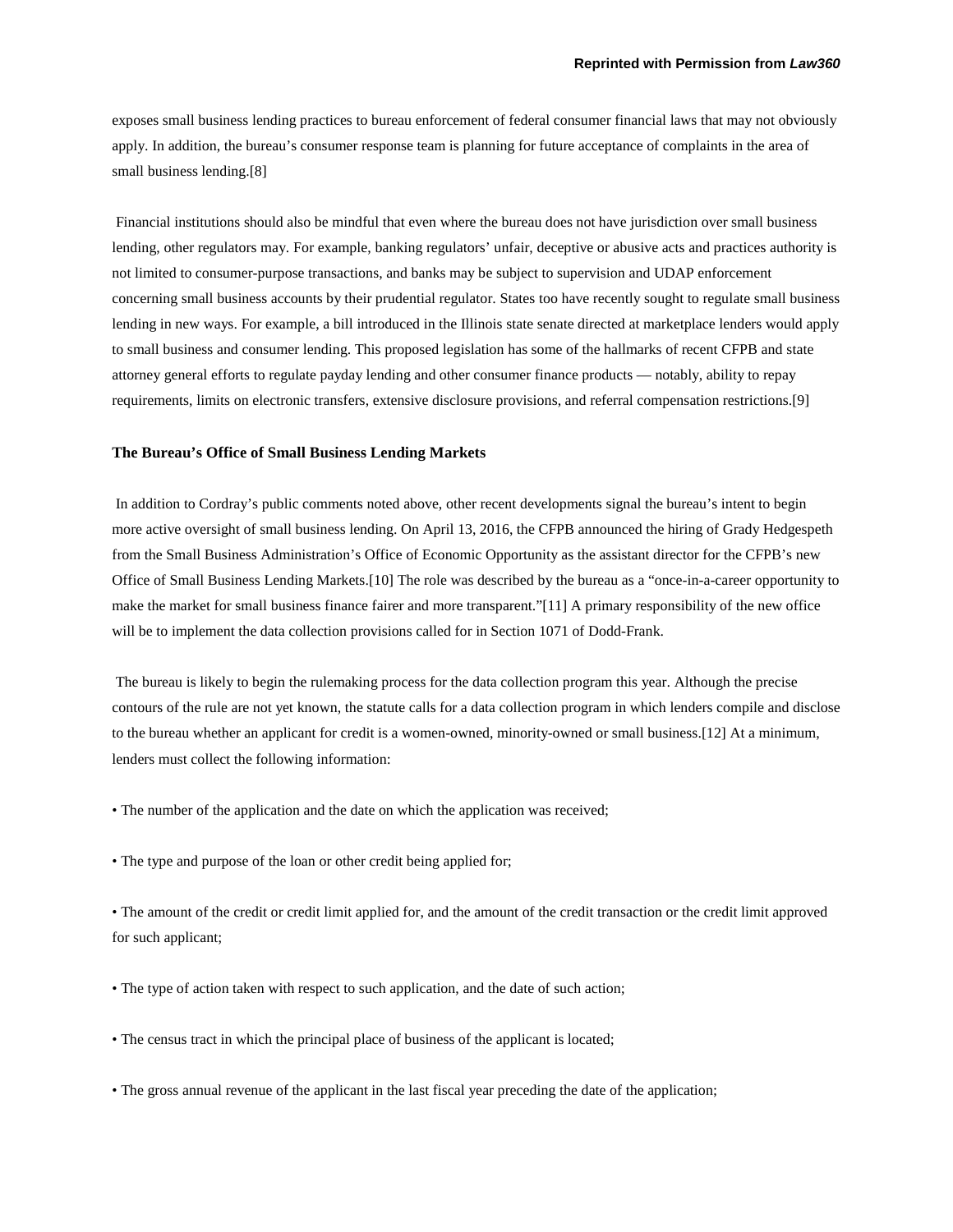exposes small business lending practices to bureau enforcement of federal consumer financial laws that may not obviously apply. In addition, the bureau's consumer response team is planning for future acceptance of complaints in the area of small business lending.[8]

Financial institutions should also be mindful that even where the bureau does not have jurisdiction over small business lending, other regulators may. For example, banking regulators' unfair, deceptive or abusive acts and practices authority is not limited to consumer-purpose transactions, and banks may be subject to supervision and UDAP enforcement concerning small business accounts by their prudential regulator. States too have recently sought to regulate small business lending in new ways. For example, a bill introduced in the Illinois state senate directed at marketplace lenders would apply to small business and consumer lending. This proposed legislation has some of the hallmarks of recent CFPB and state attorney general efforts to regulate payday lending and other consumer finance products — notably, ability to repay requirements, limits on electronic transfers, extensive disclosure provisions, and referral compensation restrictions.[9]

**The Bureau's Office of Small Business Lending Markets**

In addition to Cordray's public comments noted above, other recent developments signal the bureau's intent to begin more active oversight of small business lending. On April 13, 2016, the CFPB announced the hiring of Grady Hedgespeth from the Small Business Administration's Office of Economic Opportunity as the assistant director for the CFPB's new Office of Small Business Lending Markets.[10] The role was described by the bureau as a "once-in-a-career opportunity to make the market for small business finance fairer and more transparent."[11] A primary responsibility of the new office will be to implement the data collection provisions called for in Section 1071 of Dodd-Frank.

The bureau is likely to begin the rulemaking process for the data collection program this year. Although the precise contours of the rule are not yet known, the statute calls for a data collection program in which lenders compile and disclose to the bureau whether an applicant for credit is a women-owned, minority-owned or small business.[12] At a minimum, lenders must collect the following information:

- The number of the application and the date on which the application was received;
- The type and purpose of the loan or other credit being applied for;
- The amount of the credit or credit limit applied for, and the amount of the credit transaction or the credit limit approved for such applicant;
- The type of action taken with respect to such application, and the date of such action;
- The census tract in which the principal place of business of the applicant is located;
- The gross annual revenue of the applicant in the last fiscal year preceding the date of the application;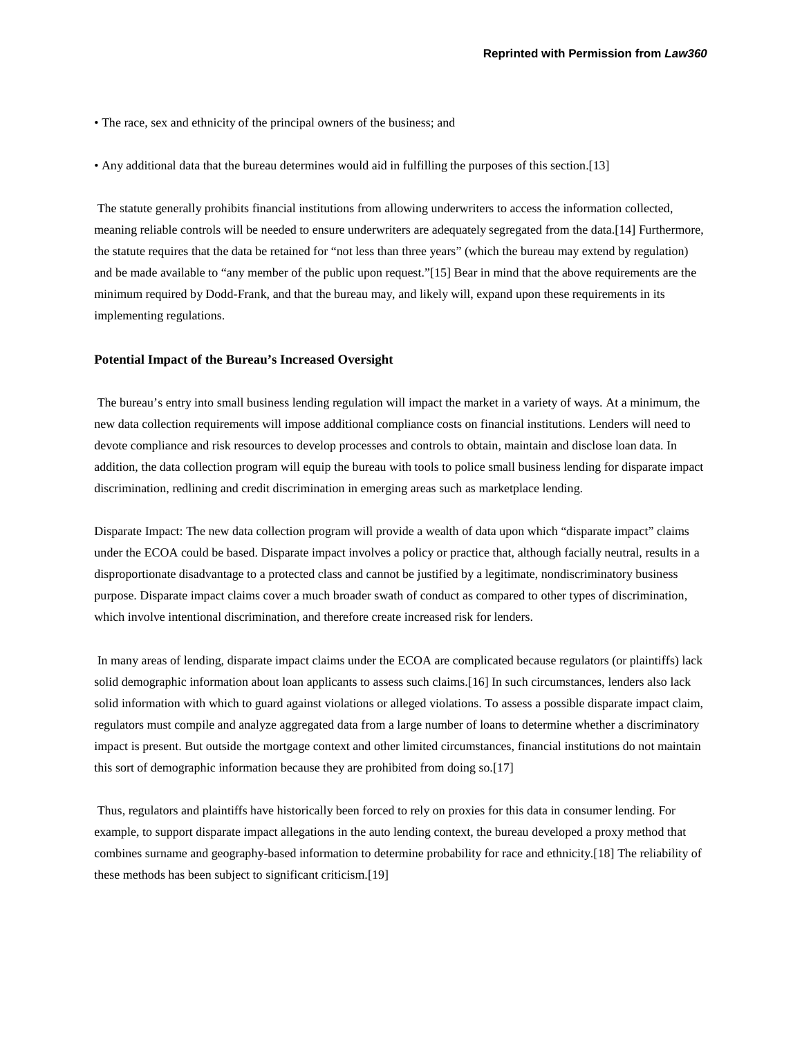- The race, sex and ethnicity of the principal owners of the business; and

- Any additional data that the bureau determines would aid in fulfilling the purposes of this section.[13]

The statute generally prohibits financial institutions from allowing underwriters to access the information collected, meaning reliable controls will be needed to ensure underwriters are adequately segregated from the data.[14] Furthermore, the statute requires that the data be retained for "not less than three years" (which the bureau may extend by regulation) and be made available to "any member of the public upon request."[15] Bear in mind that the above requirements are the minimum required by Dodd-Frank, and that the bureau may, and likely will, expand upon these requirements in its implementing regulations.

**Potential Impact of the Bureau's Increased Oversight**

The bureau's entry into small business lending regulation will impact the market in a variety of ways. At a minimum, the new data collection requirements will impose additional compliance costs on financial institutions. Lenders will need to devote compliance and risk resources to develop processes and controls to obtain, maintain and disclose loan data. In addition, the data collection program will equip the bureau with tools to police small business lending for disparate impact discrimination, redlining and credit discrimination in emerging areas such as marketplace lending.

Disparate Impact: The new data collection program will provide a wealth of data upon which "disparate impact" claims under the ECOA could be based. Disparate impact involves a policy or practice that, although facially neutral, results in a disproportionate disadvantage to a protected class and cannot be justified by a legitimate, nondiscriminatory business purpose. Disparate impact claims cover a much broader swath of conduct as compared to other types of discrimination, which involve intentional discrimination, and therefore create increased risk for lenders.

In many areas of lending, disparate impact claims under the ECOA are complicated because regulators (or plaintiffs) lack solid demographic information about loan applicants to assess such claims.[16] In such circumstances, lenders also lack solid information with which to guard against violations or alleged violations. To assess a possible disparate impact claim, regulators must compile and analyze aggregated data from a large number of loans to determine whether a discriminatory impact is present. But outside the mortgage context and other limited circumstances, financial institutions do not maintain this sort of demographic information because they are prohibited from doing so.[17]

Thus, regulators and plaintiffs have historically been forced to rely on proxies for this data in consumer lending. For example, to support disparate impact allegations in the auto lending context, the bureau developed a proxy method that combines surname and geography-based information to determine probability for race and ethnicity.[18] The reliability of these methods has been subject to significant criticism.[19]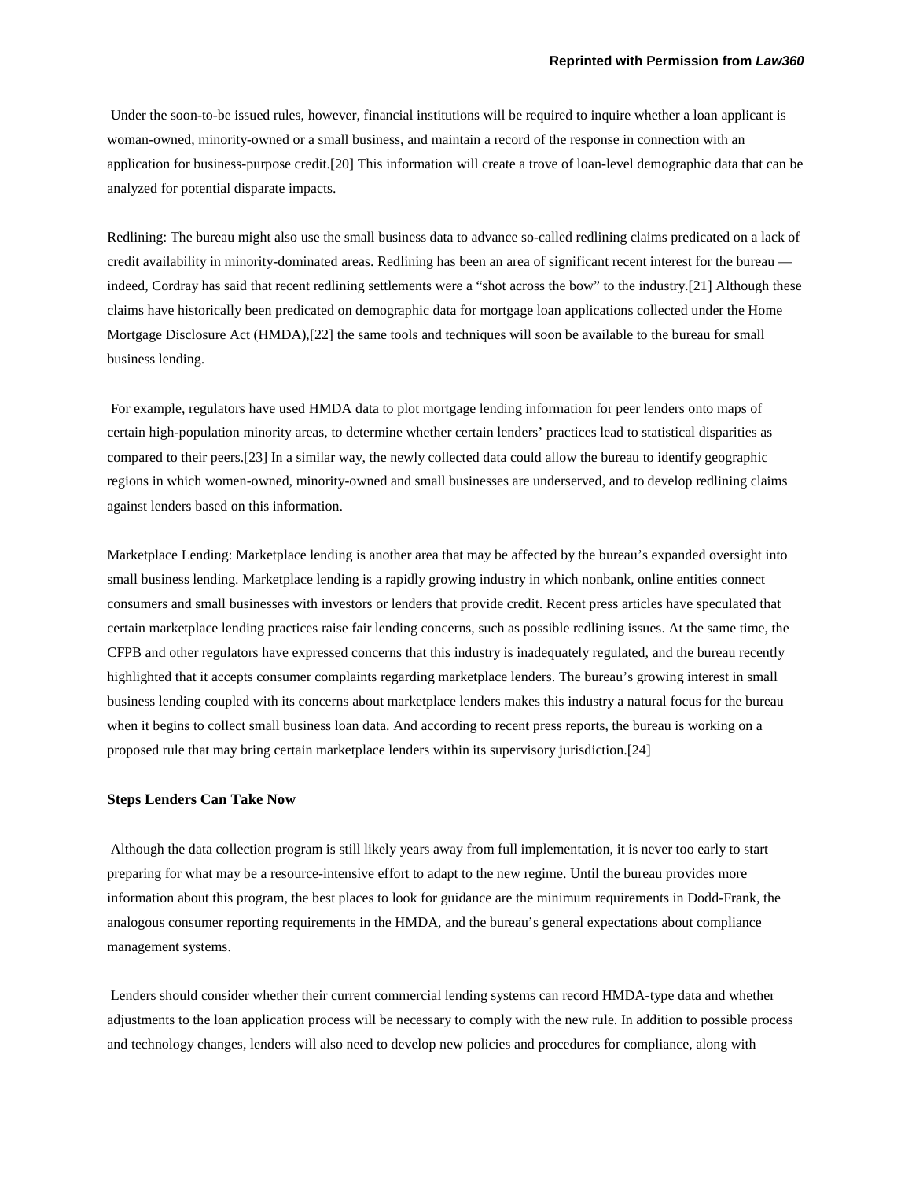Under the soon-to-be issued rules, however, financial institutions will be required to inquire whether a loan applicant is woman-owned, minority-owned or a small business, and maintain a record of the response in connection with an application for business-purpose credit.[20] This information will create a trove of loan-level demographic data that can be analyzed for potential disparate impacts.

Redlining: The bureau might also use the small business data to advance so-called redlining claims predicated on a lack of credit availability in minority-dominated areas. Redlining has been an area of significant recent interest for the bureau — indeed, Cordray has said that recent redlining settlements were a "shot across the bow" to the industry.[21] Although these claims have historically been predicated on demographic data for mortgage loan applications collected under the Home Mortgage Disclosure Act (HMDA),[22] the same tools and techniques will soon be available to the bureau for small business lending.

For example, regulators have used HMDA data to plot mortgage lending information for peer lenders onto maps of certain high-population minority areas, to determine whether certain lenders' practices lead to statistical disparities as compared to their peers.[23] In a similar way, the newly collected data could allow the bureau to identify geographic regions in which women-owned, minority-owned and small businesses are underserved, and to develop redlining claims against lenders based on this information.

Marketplace Lending: Marketplace lending is another area that may be affected by the bureau's expanded oversight into small business lending. Marketplace lending is a rapidly growing industry in which nonbank, online entities connect consumers and small businesses with investors or lenders that provide credit. Recent press articles have speculated that certain marketplace lending practices raise fair lending concerns, such as possible redlining issues. At the same time, the CFPB and other regulators have expressed concerns that this industry is inadequately regulated, and the bureau recently highlighted that it accepts consumer complaints regarding marketplace lenders. The bureau's growing interest in small business lending coupled with its concerns about marketplace lenders makes this industry a natural focus for the bureau when it begins to collect small business loan data. And according to recent press reports, the bureau is working on a proposed rule that may bring certain marketplace lenders within its supervisory jurisdiction.[24]

**Steps Lenders Can Take Now**

Although the data collection program is still likely years away from full implementation, it is never too early to start preparing for what may be a resource-intensive effort to adapt to the new regime. Until the bureau provides more information about this program, the best places to look for guidance are the minimum requirements in Dodd-Frank, the analogous consumer reporting requirements in the HMDA, and the bureau's general expectations about compliance management systems.

Lenders should consider whether their current commercial lending systems can record HMDA-type data and whether adjustments to the loan application process will be necessary to comply with the new rule. In addition to possible process and technology changes, lenders will also need to develop new policies and procedures for compliance, along with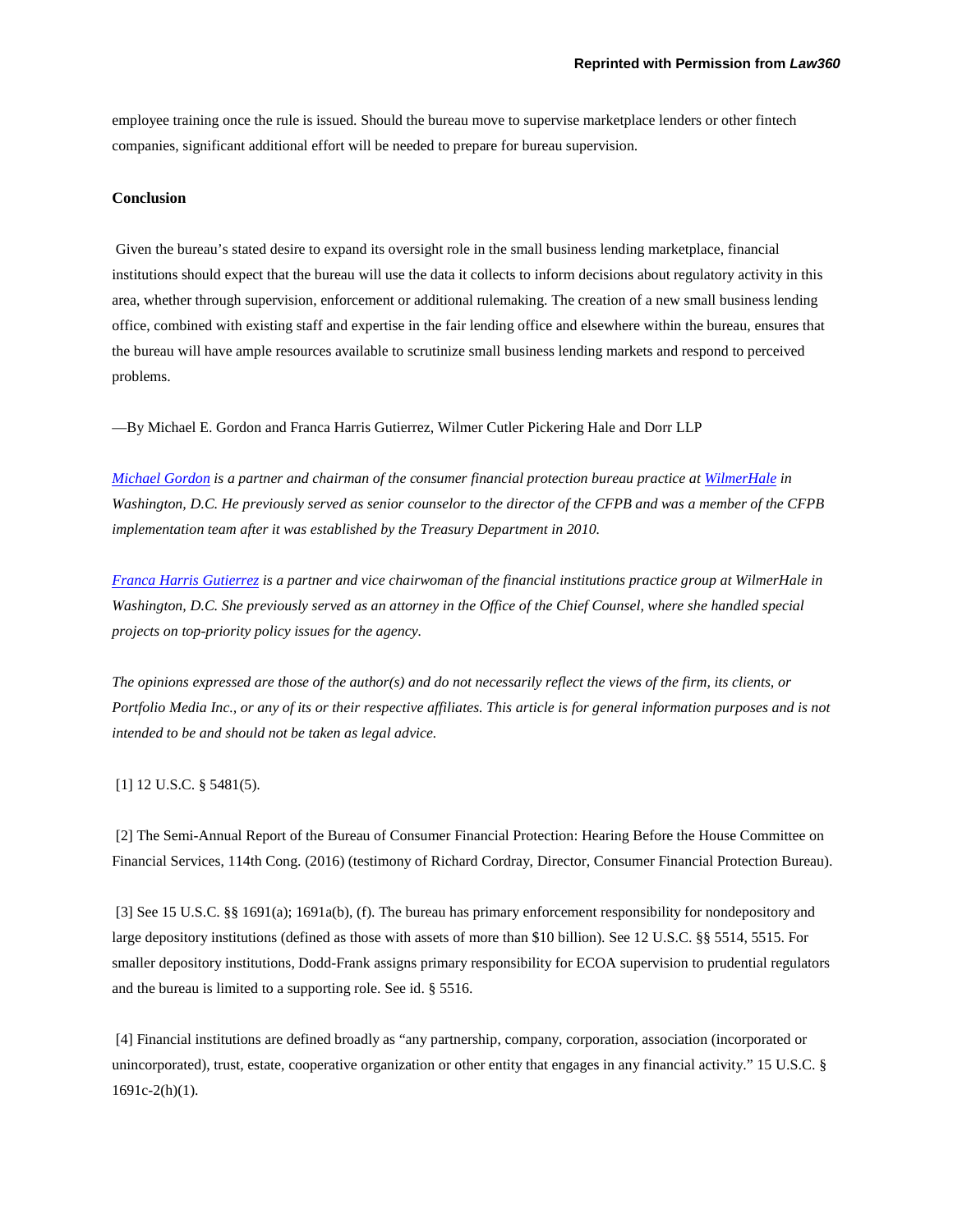employee training once the rule is issued. Should the bureau move to supervise marketplace lenders or other fintech companies, significant additional effort will be needed to prepare for bureau supervision.

**Conclusion**

Given the bureau's stated desire to expand its oversight role in the small business lending marketplace, financial institutions should expect that the bureau will use the data it collects to inform decisions about regulatory activity in this area, whether through supervision, enforcement or additional rulemaking. The creation of a new small business lending office, combined with existing staff and expertise in the fair lending office and elsewhere within the bureau, ensures that the bureau will have ample resources available to scrutinize small business lending markets and respond to perceived problems.

—By Michael E. Gordon and Franca Harris Gutierrez, Wilmer Cutler Pickering Hale and Dorr LLP

*Michael Gordon is a partner and chairman of the consumer financial protection bureau practice at WilmerHale in Washington, D.C. He previously served as senior counselor to the director of the CFPB and was a member of the CFPB implementation team after it was established by the Treasury Department in 2010.*

*Franca Harris Gutierrez is a partner and vice chairwoman of the financial institutions practice group at WilmerHale in Washington, D.C. She previously served as an attorney in the Office of the Chief Counsel, where she handled special projects on top-priority policy issues for the agency.*

*The opinions expressed are those of the author(s) and do not necessarily reflect the views of the firm, its clients, or Portfolio Media Inc., or any of its or their respective affiliates. This article is for general information purposes and is not intended to be and should not be taken as legal advice.*

[1] 12 U.S.C. § 5481(5).

[2] The Semi-Annual Report of the Bureau of Consumer Financial Protection: Hearing Before the House Committee on Financial Services, 114th Cong. (2016) (testimony of Richard Cordray, Director, Consumer Financial Protection Bureau).

[3] See 15 U.S.C. §§ 1691(a); 1691a(b), (f). The bureau has primary enforcement responsibility for nondepository and large depository institutions (defined as those with assets of more than $10 billion). See 12 U.S.C. §§ 5514, 5515. For smaller depository institutions, Dodd-Frank assigns primary responsibility for ECOA supervision to prudential regulators and the bureau is limited to a supporting role. See id. § 5516.

[4] Financial institutions are defined broadly as "any partnership, company, corporation, association (incorporated or unincorporated), trust, estate, cooperative organization or other entity that engages in any financial activity." 15 U.S.C. § 1691c-2(h)(1).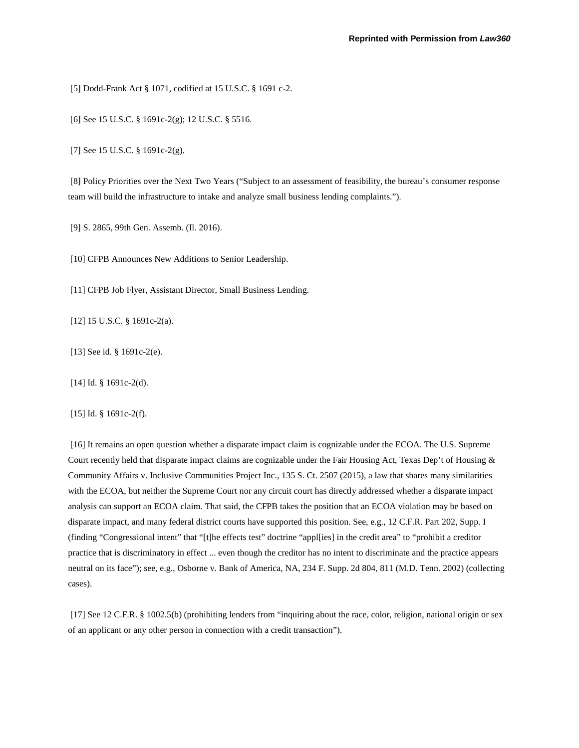[5] Dodd-Frank Act § 1071, codified at 15 U.S.C. § 1691 c-2.

[6] See 15 U.S.C. § 1691c-2(g); 12 U.S.C. § 5516.

[7] See 15 U.S.C. § 1691c-2(g).

[8] Policy Priorities over the Next Two Years ("Subject to an assessment of feasibility, the bureau's consumer response team will build the infrastructure to intake and analyze small business lending complaints.").

[9] S. 2865, 99th Gen. Assemb. (Il. 2016).

[10] CFPB Announces New Additions to Senior Leadership.

[11] CFPB Job Flyer, Assistant Director, Small Business Lending.

[12] 15 U.S.C. § 1691c-2(a).

[13] See id. § 1691c-2(e).

[14] Id. § 1691c-2(d).

[15] Id. § 1691c-2(f).

[16] It remains an open question whether a disparate impact claim is cognizable under the ECOA. The U.S. Supreme Court recently held that disparate impact claims are cognizable under the Fair Housing Act, Texas Dep't of Housing & Community Affairs v. Inclusive Communities Project Inc., 135 S. Ct. 2507 (2015), a law that shares many similarities with the ECOA, but neither the Supreme Court nor any circuit court has directly addressed whether a disparate impact analysis can support an ECOA claim. That said, the CFPB takes the position that an ECOA violation may be based on disparate impact, and many federal district courts have supported this position. See, e.g., 12 C.F.R. Part 202, Supp. I (finding "Congressional intent" that "[t]he effects test" doctrine "appl[ies] in the credit area" to "prohibit a creditor practice that is discriminatory in effect ... even though the creditor has no intent to discriminate and the practice appears neutral on its face"); see, e.g., Osborne v. Bank of America, NA, 234 F. Supp. 2d 804, 811 (M.D. Tenn. 2002) (collecting cases).

[17] See 12 C.F.R. § 1002.5(b) (prohibiting lenders from "inquiring about the race, color, religion, national origin or sex of an applicant or any other person in connection with a credit transaction").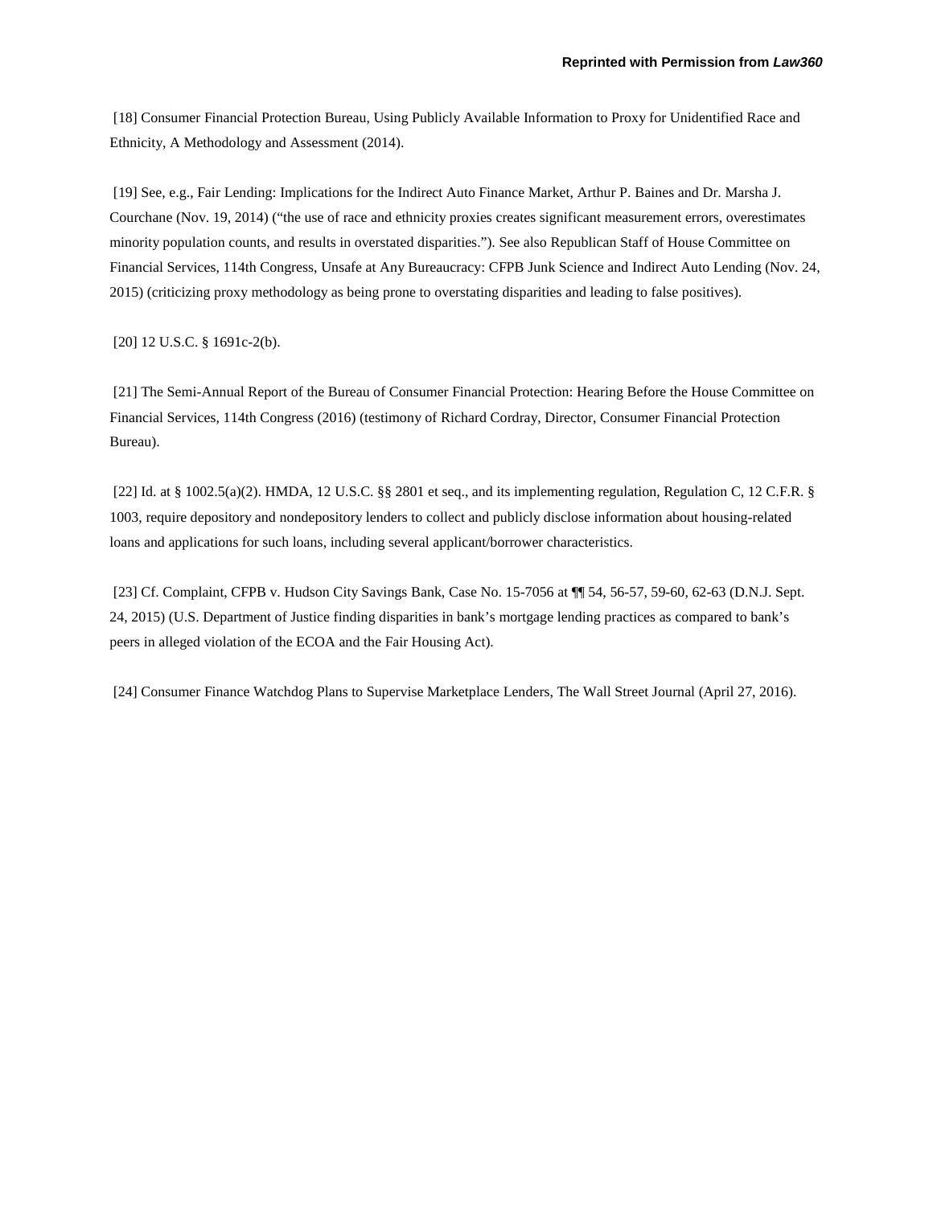[18] Consumer Financial Protection Bureau, Using Publicly Available Information to Proxy for Unidentified Race and Ethnicity, A Methodology and Assessment (2014).

[19] See, e.g., Fair Lending: Implications for the Indirect Auto Finance Market, Arthur P. Baines and Dr. Marsha J. Courchane (Nov. 19, 2014) ("the use of race and ethnicity proxies creates significant measurement errors, overestimates minority population counts, and results in overstated disparities."). See also Republican Staff of House Committee on Financial Services, 114th Congress, Unsafe at Any Bureaucracy: CFPB Junk Science and Indirect Auto Lending (Nov. 24, 2015) (criticizing proxy methodology as being prone to overstating disparities and leading to false positives).

[20] 12 U.S.C. § 1691c-2(b).

[21] The Semi-Annual Report of the Bureau of Consumer Financial Protection: Hearing Before the House Committee on Financial Services, 114th Congress (2016) (testimony of Richard Cordray, Director, Consumer Financial Protection Bureau).

[22] Id. at § 1002.5(a)(2). HMDA, 12 U.S.C. §§ 2801 et seq., and its implementing regulation, Regulation C, 12 C.F.R. § 1003, require depository and nondepository lenders to collect and publicly disclose information about housing-related loans and applications for such loans, including several applicant/borrower characteristics.

[23] Cf. Complaint, CFPB v. Hudson City Savings Bank, Case No. 15-7056 at ¶¶ 54, 56-57, 59-60, 62-63 (D.N.J. Sept. 24, 2015) (U.S. Department of Justice finding disparities in bank's mortgage lending practices as compared to bank's peers in alleged violation of the ECOA and the Fair Housing Act).

[24] Consumer Finance Watchdog Plans to Supervise Marketplace Lenders, The Wall Street Journal (April 27, 2016).